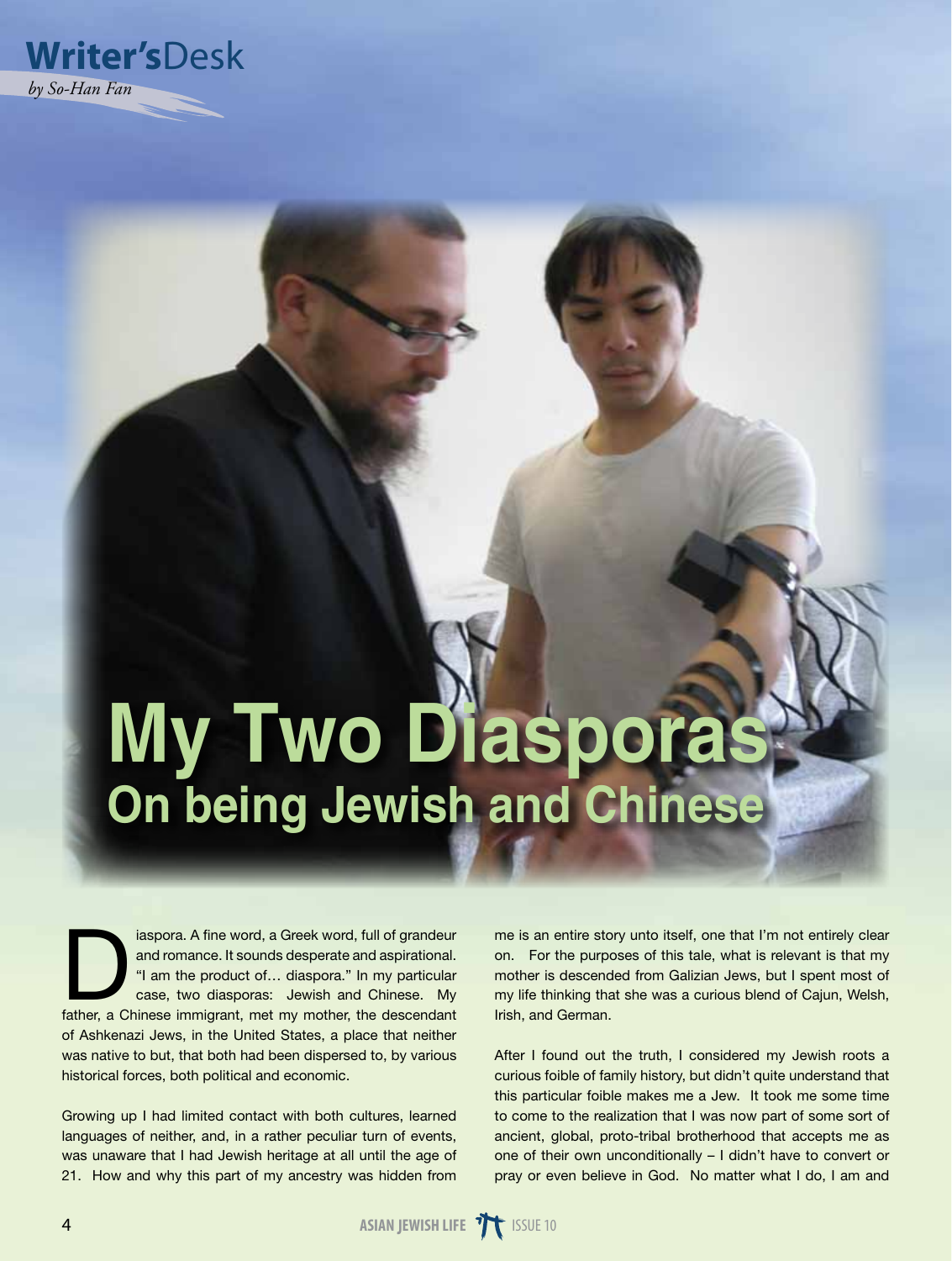Writer's Desk

*by So-Han Fan*

# My Two Diasporas

## On being Jewish and Chinese

Diaspora. A fine word, a Greek word, full of grandeur and romance. It sounds desperate and aspirational. "I am the product of… diaspora." In my particular case, two diasporas: Jewish and Chinese. My father, a Chinese immigrant, met my mother, the descendant of Ashkenazi Jews, in the United States, a place that neither was native to but, that both had been dispersed to, by various historical forces, both political and economic.

Growing up I had limited contact with both cultures, learned languages of neither, and, in a rather peculiar turn of events, was unaware that I had Jewish heritage at all until the age of 21. How and why this part of my ancestry was hidden from me is an entire story unto itself, one that I'm not entirely clear on. For the purposes of this tale, what is relevant is that my mother is descended from Galizian Jews, but I spent most of my life thinking that she was a curious blend of Cajun, Welsh, Irish, and German.

After I found out the truth, I considered my Jewish roots a curious foible of family history, but didn't quite understand that this particular foible makes me a Jew. It took me some time to come to the realization that I was now part of some sort of ancient, global, proto-tribal brotherhood that accepts me as one of their own unconditionally – I didn't have to convert or pray or even believe in God. No matter what I do, I am and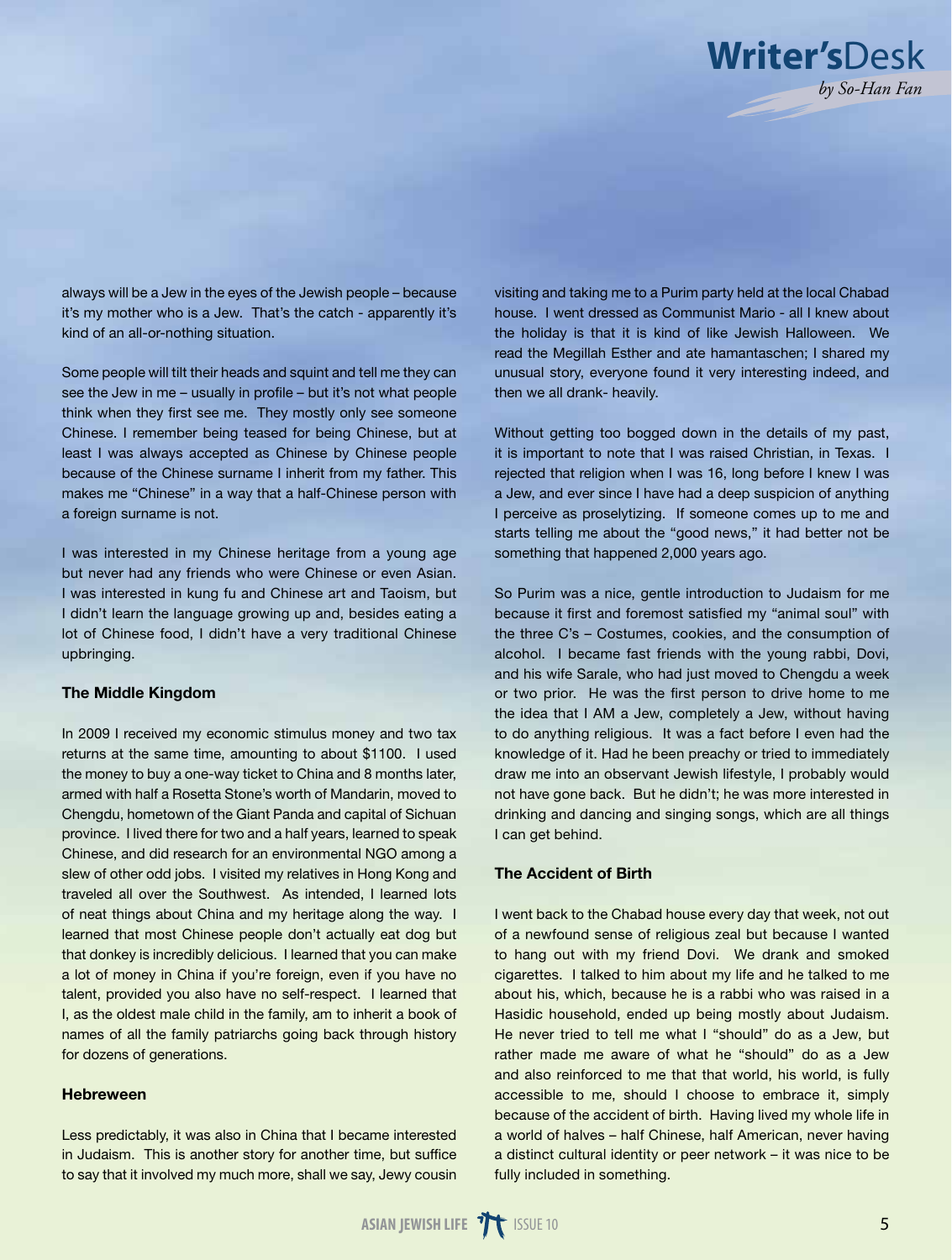always will be a Jew in the eyes of the Jewish people – because it's my mother who is a Jew. That's the catch - apparently it's kind of an all-or-nothing situation.

Some people will tilt their heads and squint and tell me they can see the Jew in me – usually in profile – but it's not what people think when they first see me. They mostly only see someone Chinese. I remember being teased for being Chinese, but at least I was always accepted as Chinese by Chinese people because of the Chinese surname I inherit from my father. This makes me "Chinese" in a way that a half-Chinese person with a foreign surname is not.

I was interested in my Chinese heritage from a young age but never had any friends who were Chinese or even Asian. I was interested in kung fu and Chinese art and Taoism, but I didn't learn the language growing up and, besides eating a lot of Chinese food, I didn't have a very traditional Chinese upbringing.

### The Middle Kingdom

In 2009 I received my economic stimulus money and two tax returns at the same time, amounting to about $1100. I used the money to buy a one-way ticket to China and 8 months later, armed with half a Rosetta Stone's worth of Mandarin, moved to Chengdu, hometown of the Giant Panda and capital of Sichuan province. I lived there for two and a half years, learned to speak Chinese, and did research for an environmental NGO among a slew of other odd jobs. I visited my relatives in Hong Kong and traveled all over the Southwest. As intended, I learned lots of neat things about China and my heritage along the way. I learned that most Chinese people don't actually eat dog but that donkey is incredibly delicious. I learned that you can make a lot of money in China if you're foreign, even if you have no talent, provided you also have no self-respect. I learned that I, as the oldest male child in the family, am to inherit a book of names of all the family patriarchs going back through history for dozens of generations.

### Hebreween

Less predictably, it was also in China that I became interested in Judaism. This is another story for another time, but suffice to say that it involved my much more, shall we say, Jewy cousin visiting and taking me to a Purim party held at the local Chabad house. I went dressed as Communist Mario - all I knew about the holiday is that it is kind of like Jewish Halloween. We read the Megillah Esther and ate hamantaschen; I shared my unusual story, everyone found it very interesting indeed, and then we all drank- heavily.

Without getting too bogged down in the details of my past, it is important to note that I was raised Christian, in Texas. I rejected that religion when I was 16, long before I knew I was a Jew, and ever since I have had a deep suspicion of anything I perceive as proselytizing. If someone comes up to me and starts telling me about the "good news," it had better not be something that happened 2,000 years ago.

So Purim was a nice, gentle introduction to Judaism for me because it first and foremost satisfied my "animal soul" with the three C's – Costumes, cookies, and the consumption of alcohol. I became fast friends with the young rabbi, Dovi, and his wife Sarale, who had just moved to Chengdu a week or two prior. He was the first person to drive home to me the idea that I AM a Jew, completely a Jew, without having to do anything religious. It was a fact before I even had the knowledge of it. Had he been preachy or tried to immediately draw me into an observant Jewish lifestyle, I probably would not have gone back. But he didn't; he was more interested in drinking and dancing and singing songs, which are all things I can get behind.

### The Accident of Birth

I went back to the Chabad house every day that week, not out of a newfound sense of religious zeal but because I wanted to hang out with my friend Dovi. We drank and smoked cigarettes. I talked to him about my life and he talked to me about his, which, because he is a rabbi who was raised in a Hasidic household, ended up being mostly about Judaism. He never tried to tell me what I "should" do as a Jew, but rather made me aware of what he "should" do as a Jew and also reinforced to me that that world, his world, is fully accessible to me, should I choose to embrace it, simply because of the accident of birth. Having lived my whole life in a world of halves – half Chinese, half American, never having a distinct cultural identity or peer network – it was nice to be fully included in something.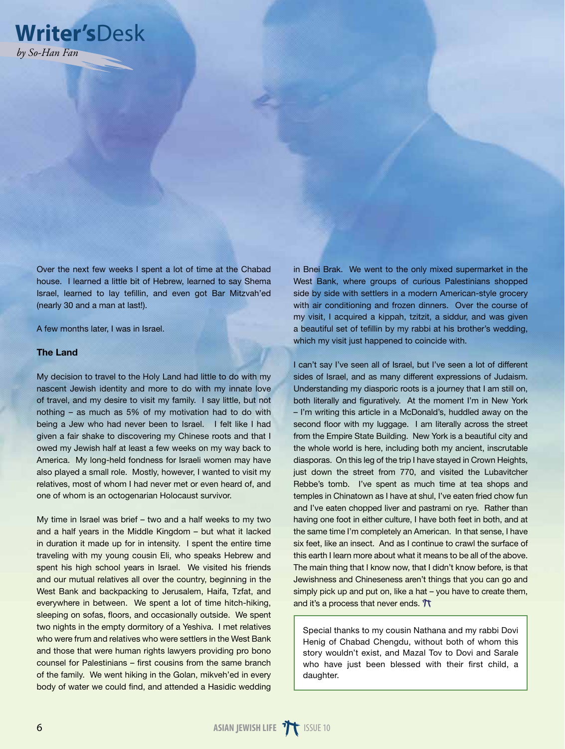# Writer's Desk

*by So-Han Fan*

Over the next few weeks I spent a lot of time at the Chabad house. I learned a little bit of Hebrew, learned to say Shema Israel, learned to lay tefillin, and even got Bar Mitzvah'ed (nearly 30 and a man at last!).

A few months later, I was in Israel.

**The Land**

My decision to travel to the Holy Land had little to do with my nascent Jewish identity and more to do with my innate love of travel, and my desire to visit my family. I say little, but not nothing – as much as 5% of my motivation had to do with being a Jew who had never been to Israel. I felt like I had given a fair shake to discovering my Chinese roots and that I owed my Jewish half at least a few weeks on my way back to America. My long-held fondness for Israeli women may have also played a small role. Mostly, however, I wanted to visit my relatives, most of whom I had never met or even heard of, and one of whom is an octogenarian Holocaust survivor.

My time in Israel was brief – two and a half weeks to my two and a half years in the Middle Kingdom – but what it lacked in duration it made up for in intensity. I spent the entire time traveling with my young cousin Eli, who speaks Hebrew and spent his high school years in Israel. We visited his friends and our mutual relatives all over the country, beginning in the West Bank and backpacking to Jerusalem, Haifa, Tzfat, and everywhere in between. We spent a lot of time hitch-hiking, sleeping on sofas, floors, and occasionally outside. We spent two nights in the empty dormitory of a Yeshiva. I met relatives who were frum and relatives who were settlers in the West Bank and those that were human rights lawyers providing pro bono counsel for Palestinians – first cousins from the same branch of the family. We went hiking in the Golan, mikveh'ed in every body of water we could find, and attended a Hasidic wedding in Bnei Brak. We went to the only mixed supermarket in the West Bank, where groups of curious Palestinians shopped side by side with settlers in a modern American-style grocery with air conditioning and frozen dinners. Over the course of my visit, I acquired a kippah, tzitzit, a siddur, and was given a beautiful set of tefillin by my rabbi at his brother's wedding, which my visit just happened to coincide with.

I can't say I've seen all of Israel, but I've seen a lot of different sides of Israel, and as many different expressions of Judaism. Understanding my diasporic roots is a journey that I am still on, both literally and figuratively. At the moment I'm in New York – I'm writing this article in a McDonald's, huddled away on the second floor with my luggage. I am literally across the street from the Empire State Building. New York is a beautiful city and the whole world is here, including both my ancient, inscrutable diasporas. On this leg of the trip I have stayed in Crown Heights, just down the street from 770, and visited the Lubavitcher Rebbe's tomb. I've spent as much time at tea shops and temples in Chinatown as I have at shul, I've eaten fried chow fun and I've eaten chopped liver and pastrami on rye. Rather than having one foot in either culture, I have both feet in both, and at the same time I'm completely an American. In that sense, I have six feet, like an insect. And as I continue to crawl the surface of this earth I learn more about what it means to be all of the above. The main thing that I know now, that I didn't know before, is that Jewishness and Chineseness aren't things that you can go and simply pick up and put on, like a hat – you have to create them, and it's a process that never ends.

Special thanks to my cousin Nathana and my rabbi Dovi Henig of Chabad Chengdu, without both of whom this story wouldn't exist, and Mazal Tov to Dovi and Sarale who have just been blessed with their first child, a daughter.